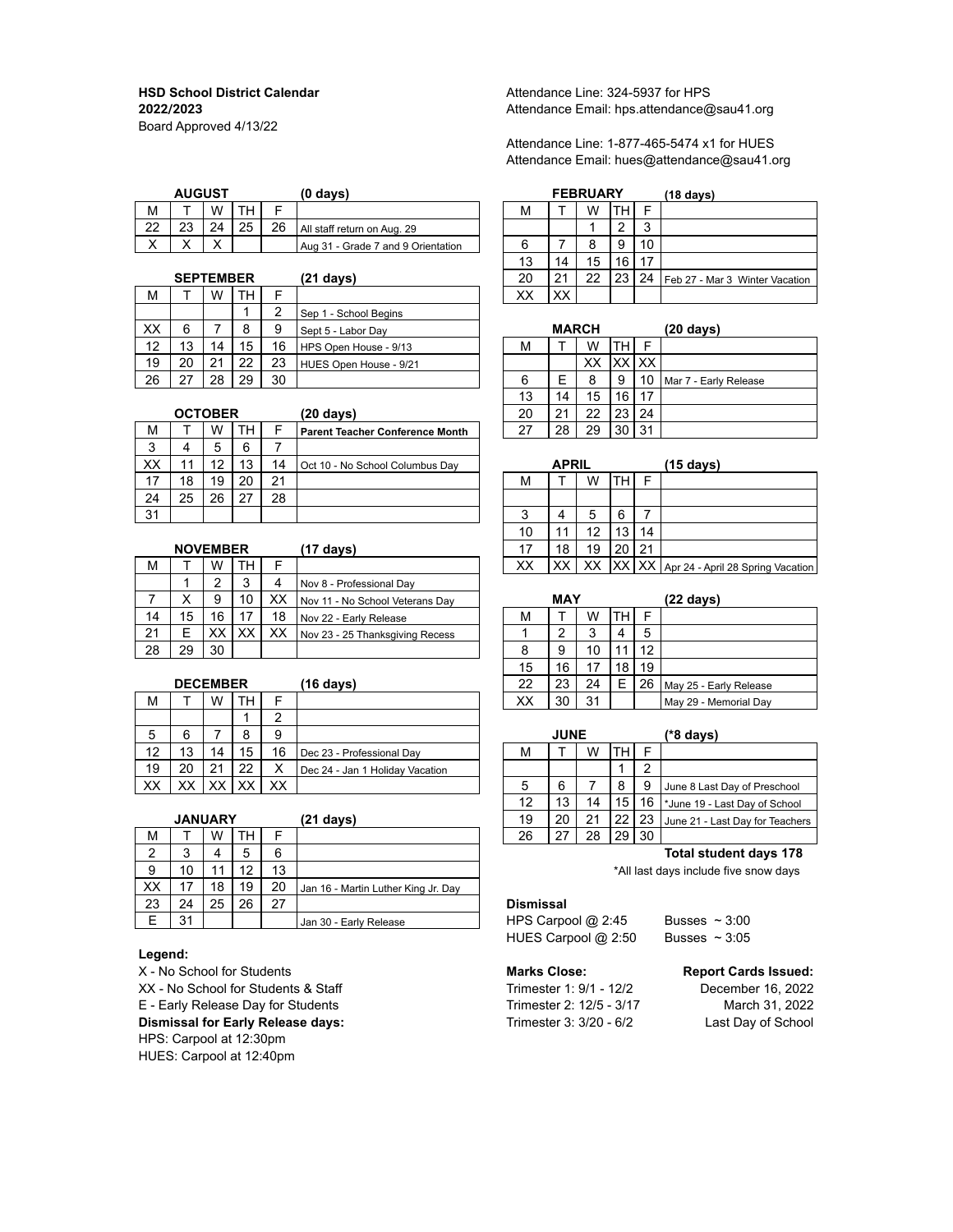**HSD School District Calendar**
**2022/2023**
Board Approved 4/13/22

Attendance Line: 324-5937 for HPS
Attendance Email: hps.attendance@sau41.org

Attendance Line: 1-877-465-5474 x1 for HUES
Attendance Email: hues@attendance@sau41.org

**AUGUST** **(0 days)**

| M | T | W | TH | F | |
|---|---|---|---|---|---|
| 22 | 23 | 24 | 25 | 26 | All staff return on Aug. 29 |
| X | X | X | | | Aug 31 - Grade 7 and 9 Orientation |

**SEPTEMBER** **(21 days)**

| M | T | W | TH | F | |
|---|---|---|---|---|---|
| | | | 1 | 2 | Sep 1 - School Begins |
| XX | 6 | 7 | 8 | 9 | Sept 5 - Labor Day |
| 12 | 13 | 14 | 15 | 16 | HPS Open House - 9/13 |
| 19 | 20 | 21 | 22 | 23 | HUES Open House - 9/21 |
| 26 | 27 | 28 | 29 | 30 | |

**OCTOBER** **(20 days)**

| M | T | W | TH | F | **Parent Teacher Conference Month** |
|---|---|---|---|---|---|
| 3 | 4 | 5 | 6 | 7 | |
| XX | 11 | 12 | 13 | 14 | Oct 10 - No School Columbus Day |
| 17 | 18 | 19 | 20 | 21 | |
| 24 | 25 | 26 | 27 | 28 | |
| 31 | | | | | |

**NOVEMBER** **(17 days)**

| M | T | W | TH | F | |
|---|---|---|---|---|---|
| | 1 | 2 | 3 | 4 | Nov 8 - Professional Day |
| 7 | X | 9 | 10 | XX | Nov 11 - No School Veterans Day |
| 14 | 15 | 16 | 17 | 18 | Nov 22 - Early Release |
| 21 | E | XX | XX | XX | Nov 23 - 25 Thanksgiving Recess |
| 28 | 29 | 30 | | | |

**DECEMBER** **(16 days)**

| M | T | W | TH | F | |
|---|---|---|---|---|---|
| | | | 1 | 2 | |
| 5 | 6 | 7 | 8 | 9 | |
| 12 | 13 | 14 | 15 | 16 | Dec 23 - Professional Day |
| 19 | 20 | 21 | 22 | X | Dec 24 - Jan 1 Holiday Vacation |
| XX | XX | XX | XX | XX | |

**JANUARY** **(21 days)**

| M | T | W | TH | F | |
|---|---|---|---|---|---|
| 2 | 3 | 4 | 5 | 6 | |
| 9 | 10 | 11 | 12 | 13 | |
| XX | 17 | 18 | 19 | 20 | Jan 16 - Martin Luther King Jr. Day |
| 23 | 24 | 25 | 26 | 27 | |
| E | 31 | | | | Jan 30 - Early Release |

**Legend:**
X - No School for Students
XX - No School for Students & Staff
E - Early Release Day for Students
**Dismissal for Early Release days:**
HPS: Carpool at 12:30pm
HUES: Carpool at 12:40pm

**FEBRUARY** **(18 days)**

| M | T | W | TH | F | |
|---|---|---|---|---|---|
| | | 1 | 2 | 3 | |
| 6 | 7 | 8 | 9 | 10 | |
| 13 | 14 | 15 | 16 | 17 | |
| 20 | 21 | 22 | 23 | 24 | Feb 27 - Mar 3 Winter Vacation |
| XX | XX | | | | |

**MARCH** **(20 days)**

| M | T | W | TH | F | |
|---|---|---|---|---|---|
| | | XX | XX | XX | |
| 6 | E | 8 | 9 | 10 | Mar 7 - Early Release |
| 13 | 14 | 15 | 16 | 17 | |
| 20 | 21 | 22 | 23 | 24 | |
| 27 | 28 | 29 | 30 | 31 | |

**APRIL** **(15 days)**

| M | T | W | TH | F | |
|---|---|---|---|---|---|
| | | | | | |
| 3 | 4 | 5 | 6 | 7 | |
| 10 | 11 | 12 | 13 | 14 | |
| 17 | 18 | 19 | 20 | 21 | |
| XX | XX | XX | XX | XX | Apr 24 - April 28 Spring Vacation |

**MAY** **(22 days)**

| M | T | W | TH | F | |
|---|---|---|---|---|---|
| 1 | 2 | 3 | 4 | 5 | |
| 8 | 9 | 10 | 11 | 12 | |
| 15 | 16 | 17 | 18 | 19 | |
| 22 | 23 | 24 | E | 26 | May 25 - Early Release |
| XX | 30 | 31 | | | May 29 - Memorial Day |

**JUNE** **(*8 days)**

| M | T | W | TH | F | |
|---|---|---|---|---|---|
| | | | 1 | 2 | |
| 5 | 6 | 7 | 8 | 9 | June 8 Last Day of Preschool |
| 12 | 13 | 14 | 15 | 16 | *June 19 - Last Day of School |
| 19 | 20 | 21 | 22 | 23 | June 21 - Last Day for Teachers |
| 26 | 27 | 28 | 29 | 30 | |

**Total student days 178**

*All last days include five snow days

**Dismissal**

| | |
|---|---|
| HPS Carpool @ 2:45 | Busses ~ 3:00 |
| HUES Carpool @ 2:50 | Busses ~ 3:05 |

| **Marks Close:** | **Report Cards Issued:** |
|---|---|
| Trimester 1: 9/1 - 12/2 | December 16, 2022 |
| Trimester 2: 12/5 - 3/17 | March 31, 2022 |
| Trimester 3: 3/20 - 6/2 | Last Day of School |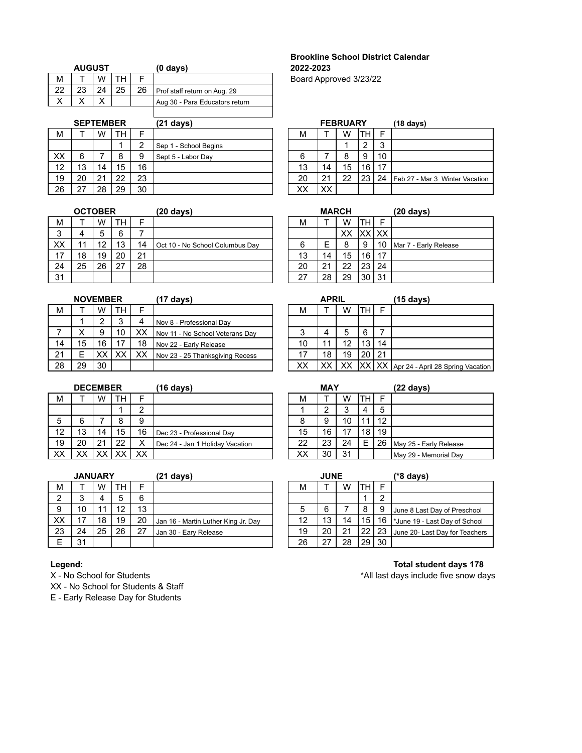**Brookline School District Calendar**
**2022-2023**
Board Approved 3/23/22

**AUGUST** **(0 days)**

| M | T | W | TH | F | |
|---|---|---|---|---|---|
| 22 | 23 | 24 | 25 | 26 | Prof staff return on Aug. 29 |
| X | X | X | | | Aug 30 - Para Educators return |
| | | | | | |

**SEPTEMBER** **(21 days)**

| M | T | W | TH | F | |
|---|---|---|---|---|---|
| | | | 1 | 2 | Sep 1 - School Begins |
| XX | 6 | 7 | 8 | 9 | Sept 5 - Labor Day |
| 12 | 13 | 14 | 15 | 16 | |
| 19 | 20 | 21 | 22 | 23 | |
| 26 | 27 | 28 | 29 | 30 | |

**OCTOBER** **(20 days)**

| M | T | W | TH | F | |
|---|---|---|---|---|---|
| 3 | 4 | 5 | 6 | 7 | |
| XX | 11 | 12 | 13 | 14 | Oct 10 - No School Columbus Day |
| 17 | 18 | 19 | 20 | 21 | |
| 24 | 25 | 26 | 27 | 28 | |
| 31 | | | | | |

**NOVEMBER** **(17 days)**

| M | T | W | TH | F | |
|---|---|---|---|---|---|
| | 1 | 2 | 3 | 4 | Nov 8 - Professional Day |
| 7 | X | 9 | 10 | XX | Nov 11 - No School Veterans Day |
| 14 | 15 | 16 | 17 | 18 | Nov 22 - Early Release |
| 21 | E | XX | XX | XX | Nov 23 - 25 Thanksgiving Recess |
| 28 | 29 | 30 | | | |

**DECEMBER** **(16 days)**

| M | T | W | TH | F | |
|---|---|---|---|---|---|
| | | | 1 | 2 | |
| 5 | 6 | 7 | 8 | 9 | |
| 12 | 13 | 14 | 15 | 16 | Dec 23 - Professional Day |
| 19 | 20 | 21 | 22 | X | Dec 24 - Jan 1 Holiday Vacation |
| XX | XX | XX | XX | XX | |

**JANUARY** **(21 days)**

| M | T | W | TH | F | |
|---|---|---|---|---|---|
| 2 | 3 | 4 | 5 | 6 | |
| 9 | 10 | 11 | 12 | 13 | |
| XX | 17 | 18 | 19 | 20 | Jan 16 - Martin Luther King Jr. Day |
| 23 | 24 | 25 | 26 | 27 | Jan 30 - Eary Release |
| E | 31 | | | | |

**FEBRUARY** **(18 days)**

| M | T | W | TH | F | |
|---|---|---|---|---|---|
| | | 1 | 2 | 3 | |
| 6 | 7 | 8 | 9 | 10 | |
| 13 | 14 | 15 | 16 | 17 | |
| 20 | 21 | 22 | 23 | 24 | Feb 27 - Mar 3 Winter Vacation |
| XX | XX | | | | |

**MARCH** **(20 days)**

| M | T | W | TH | F | |
|---|---|---|---|---|---|
| | | XX | XX | XX | |
| 6 | E | 8 | 9 | 10 | Mar 7 - Early Release |
| 13 | 14 | 15 | 16 | 17 | |
| 20 | 21 | 22 | 23 | 24 | |
| 27 | 28 | 29 | 30 | 31 | |

**APRIL** **(15 days)**

| M | T | W | TH | F | |
|---|---|---|---|---|---|
| | | | | | |
| 3 | 4 | 5 | 6 | 7 | |
| 10 | 11 | 12 | 13 | 14 | |
| 17 | 18 | 19 | 20 | 21 | |
| XX | XX | XX | XX | XX | Apr 24 - April 28 Spring Vacation |

**MAY** **(22 days)**

| M | T | W | TH | F | |
|---|---|---|---|---|---|
| 1 | 2 | 3 | 4 | 5 | |
| 8 | 9 | 10 | 11 | 12 | |
| 15 | 16 | 17 | 18 | 19 | |
| 22 | 23 | 24 | E | 26 | May 25 - Early Release |
| XX | 30 | 31 | | | May 29 - Memorial Day |

**JUNE** **(*8 days)**

| M | T | W | TH | F | |
|---|---|---|---|---|---|
| | | | 1 | 2 | |
| 5 | 6 | 7 | 8 | 9 | June 8 Last Day of Preschool |
| 12 | 13 | 14 | 15 | 16 | *June 19 - Last Day of School |
| 19 | 20 | 21 | 22 | 23 | June 20- Last Day for Teachers |
| 26 | 27 | 28 | 29 | 30 | |

**Legend:**
X - No School for Students
XX - No School for Students & Staff
E - Early Release Day for Students

**Total student days 178**
*All last days include five snow days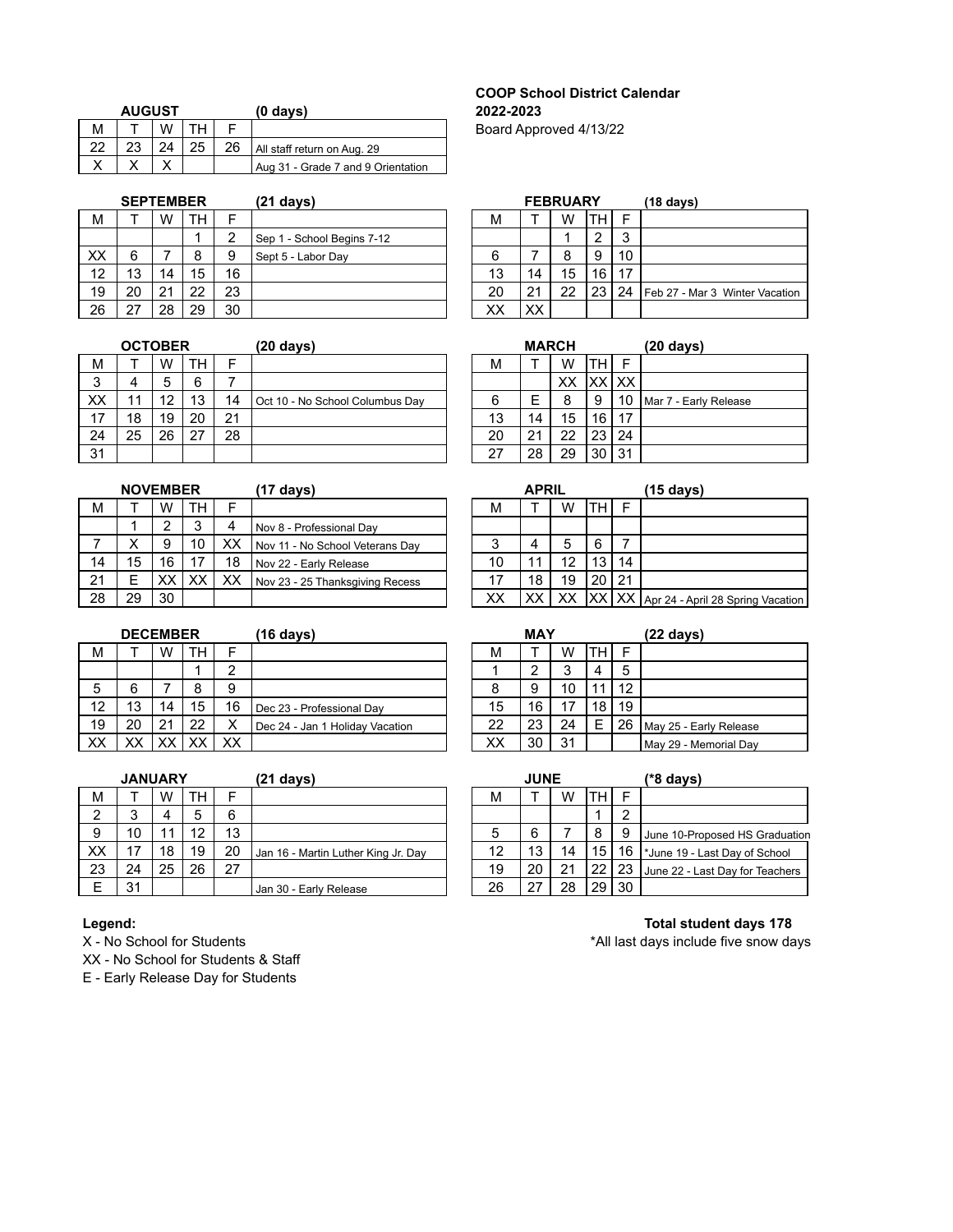**COOP School District Calendar**
**2022-2023**
Board Approved 4/13/22

**AUGUST** **(0 days)**

| M | T | W | TH | F | |
|---|---|---|---|---|---|
| 22 | 23 | 24 | 25 | 26 | All staff return on Aug. 29 |
| X | X | X | | | Aug 31 - Grade 7 and 9 Orientation |

**SEPTEMBER** **(21 days)**

| M | T | W | TH | F | |
|---|---|---|---|---|---|
| | | | 1 | 2 | Sep 1 - School Begins 7-12 |
| XX | 6 | 7 | 8 | 9 | Sept 5 - Labor Day |
| 12 | 13 | 14 | 15 | 16 | |
| 19 | 20 | 21 | 22 | 23 | |
| 26 | 27 | 28 | 29 | 30 | |

**OCTOBER** **(20 days)**

| M | T | W | TH | F | |
|---|---|---|---|---|---|
| 3 | 4 | 5 | 6 | 7 | |
| XX | 11 | 12 | 13 | 14 | Oct 10 - No School Columbus Day |
| 17 | 18 | 19 | 20 | 21 | |
| 24 | 25 | 26 | 27 | 28 | |
| 31 | | | | | |

**NOVEMBER** **(17 days)**

| M | T | W | TH | F | |
|---|---|---|---|---|---|
| | 1 | 2 | 3 | 4 | Nov 8 - Professional Day |
| 7 | X | 9 | 10 | XX | Nov 11 - No School Veterans Day |
| 14 | 15 | 16 | 17 | 18 | Nov 22 - Early Release |
| 21 | E | XX | XX | XX | Nov 23 - 25 Thanksgiving Recess |
| 28 | 29 | 30 | | | |

**DECEMBER** **(16 days)**

| M | T | W | TH | F | |
|---|---|---|---|---|---|
| | | | 1 | 2 | |
| 5 | 6 | 7 | 8 | 9 | |
| 12 | 13 | 14 | 15 | 16 | Dec 23 - Professional Day |
| 19 | 20 | 21 | 22 | X | Dec 24 - Jan 1 Holiday Vacation |
| XX | XX | XX | XX | XX | |

**JANUARY** **(21 days)**

| M | T | W | TH | F | |
|---|---|---|---|---|---|
| 2 | 3 | 4 | 5 | 6 | |
| 9 | 10 | 11 | 12 | 13 | |
| XX | 17 | 18 | 19 | 20 | Jan 16 - Martin Luther King Jr. Day |
| 23 | 24 | 25 | 26 | 27 | |
| E | 31 | | | | Jan 30 - Early Release |

**FEBRUARY** **(18 days)**

| M | T | W | TH | F | |
|---|---|---|---|---|---|
| | | 1 | 2 | 3 | |
| 6 | 7 | 8 | 9 | 10 | |
| 13 | 14 | 15 | 16 | 17 | |
| 20 | 21 | 22 | 23 | 24 | Feb 27 - Mar 3 Winter Vacation |
| XX | XX | | | | |

**MARCH** **(20 days)**

| M | T | W | TH | F | |
|---|---|---|---|---|---|
| | | XX | XX | XX | |
| 6 | E | 8 | 9 | 10 | Mar 7 - Early Release |
| 13 | 14 | 15 | 16 | 17 | |
| 20 | 21 | 22 | 23 | 24 | |
| 27 | 28 | 29 | 30 | 31 | |

**APRIL** **(15 days)**

| M | T | W | TH | F | |
|---|---|---|---|---|---|
| | | | | | |
| 3 | 4 | 5 | 6 | 7 | |
| 10 | 11 | 12 | 13 | 14 | |
| 17 | 18 | 19 | 20 | 21 | |
| XX | XX | XX | XX | XX | Apr 24 - April 28 Spring Vacation |

**MAY** **(22 days)**

| M | T | W | TH | F | |
|---|---|---|---|---|---|
| 1 | 2 | 3 | 4 | 5 | |
| 8 | 9 | 10 | 11 | 12 | |
| 15 | 16 | 17 | 18 | 19 | |
| 22 | 23 | 24 | E | 26 | May 25 - Early Release |
| XX | 30 | 31 | | | May 29 - Memorial Day |

**JUNE** **(*8 days)**

| M | T | W | TH | F | |
|---|---|---|---|---|---|
| | | | 1 | 2 | |
| 5 | 6 | 7 | 8 | 9 | June 10-Proposed HS Graduation |
| 12 | 13 | 14 | 15 | 16 | *June 19 - Last Day of School |
| 19 | 20 | 21 | 22 | 23 | June 22 - Last Day for Teachers |
| 26 | 27 | 28 | 29 | 30 | |

**Legend:**

X - No School for Students
XX - No School for Students & Staff
E - Early Release Day for Students

**Total student days 178**

*All last days include five snow days